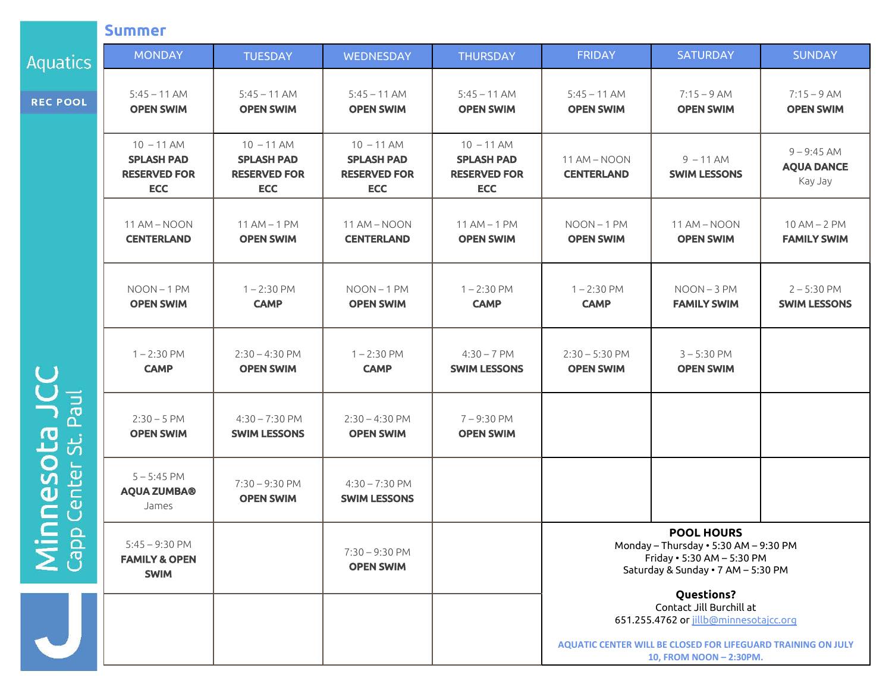Aquatics

REC POOL

Minnesota JCC
Capp Center St. Paul

## Summer

| MONDAY | TUESDAY | WEDNESDAY | THURSDAY | FRIDAY | SATURDAY | SUNDAY |
|---|---|---|---|---|---|---|
| 5:45 – 11 AM **OPEN SWIM** | 5:45 – 11 AM **OPEN SWIM** | 5:45 – 11 AM **OPEN SWIM** | 5:45 – 11 AM **OPEN SWIM** | 5:45 – 11 AM **OPEN SWIM** | 7:15 – 9 AM **OPEN SWIM** | 7:15 – 9 AM **OPEN SWIM** |
| 10 – 11 AM **SPLASH PAD RESERVED FOR ECC** | 10 – 11 AM **SPLASH PAD RESERVED FOR ECC** | 10 – 11 AM **SPLASH PAD RESERVED FOR ECC** | 10 – 11 AM **SPLASH PAD RESERVED FOR ECC** | 11 AM – NOON **CENTERLAND** | 9 – 11 AM **SWIM LESSONS** | 9 – 9:45 AM **AQUA DANCE** Kay Jay |
| 11 AM – NOON **CENTERLAND** | 11 AM – 1 PM **OPEN SWIM** | 11 AM – NOON **CENTERLAND** | 11 AM – 1 PM **OPEN SWIM** | NOON – 1 PM **OPEN SWIM** | 11 AM – NOON **OPEN SWIM** | 10 AM – 2 PM **FAMILY SWIM** |
| NOON – 1 PM **OPEN SWIM** | 1 – 2:30 PM **CAMP** | NOON – 1 PM **OPEN SWIM** | 1 – 2:30 PM **CAMP** | 1 – 2:30 PM **CAMP** | NOON – 3 PM **FAMILY SWIM** | 2 – 5:30 PM **SWIM LESSONS** |
| 1 – 2:30 PM **CAMP** | 2:30 – 4:30 PM **OPEN SWIM** | 1 – 2:30 PM **CAMP** | 4:30 – 7 PM **SWIM LESSONS** | 2:30 – 5:30 PM **OPEN SWIM** | 3 – 5:30 PM **OPEN SWIM** | |
| 2:30 – 5 PM **OPEN SWIM** | 4:30 – 7:30 PM **SWIM LESSONS** | 2:30 – 4:30 PM **OPEN SWIM** | 7 – 9:30 PM **OPEN SWIM** | | | |
| 5 – 5:45 PM **AQUA ZUMBA®** James | 7:30 – 9:30 PM **OPEN SWIM** | 4:30 – 7:30 PM **SWIM LESSONS** | | | | |
| 5:45 – 9:30 PM **FAMILY & OPEN SWIM** | | 7:30 – 9:30 PM **OPEN SWIM** | | | | |

**POOL HOURS**
Monday – Thursday • 5:30 AM – 9:30 PM
Friday • 5:30 AM – 5:30 PM
Saturday & Sunday • 7 AM – 5:30 PM

**Questions?**
Contact Jill Burchill at
651.255.4762 or jillb@minnesotajcc.org

**AQUATIC CENTER WILL BE CLOSED FOR LIFEGUARD TRAINING ON JULY 10, FROM NOON – 2:30PM.**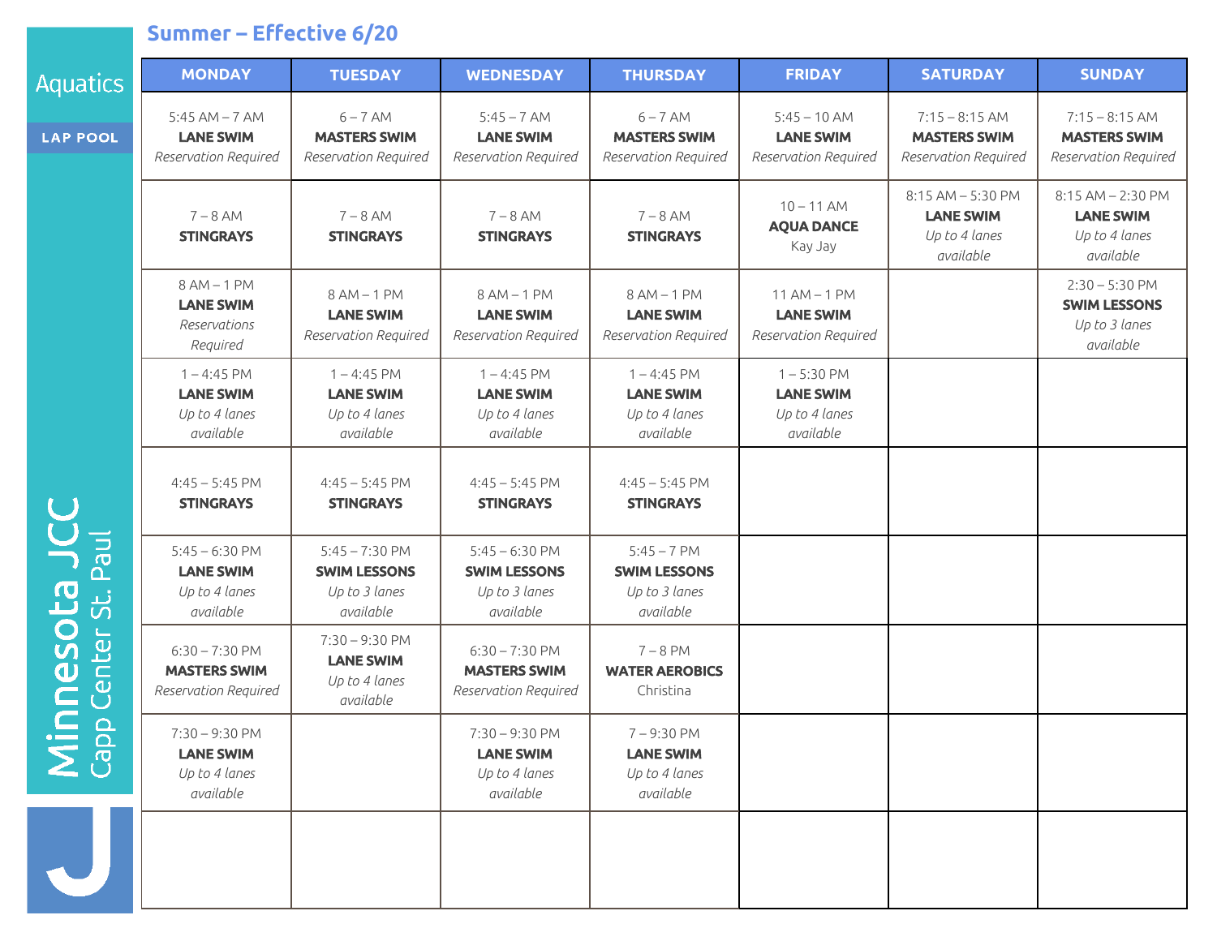Aquatics

LAP POOL

Minnesota JCC
Capp Center St. Paul

## Summer – Effective 6/20

| MONDAY | TUESDAY | WEDNESDAY | THURSDAY | FRIDAY | SATURDAY | SUNDAY |
|---|---|---|---|---|---|---|
| 5:45 AM – 7 AM **LANE SWIM** *Reservation Required* | 6 – 7 AM **MASTERS SWIM** *Reservation Required* | 5:45 – 7 AM **LANE SWIM** *Reservation Required* | 6 – 7 AM **MASTERS SWIM** *Reservation Required* | 5:45 – 10 AM **LANE SWIM** *Reservation Required* | 7:15 – 8:15 AM **MASTERS SWIM** *Reservation Required* | 7:15 – 8:15 AM **MASTERS SWIM** *Reservation Required* |
| 7 – 8 AM **STINGRAYS** | 7 – 8 AM **STINGRAYS** | 7 – 8 AM **STINGRAYS** | 7 – 8 AM **STINGRAYS** | 10 – 11 AM **AQUA DANCE** Kay Jay | 8:15 AM – 5:30 PM **LANE SWIM** *Up to 4 lanes available* | 8:15 AM – 2:30 PM **LANE SWIM** *Up to 4 lanes available* |
| 8 AM – 1 PM **LANE SWIM** *Reservations Required* | 8 AM – 1 PM **LANE SWIM** *Reservation Required* | 8 AM – 1 PM **LANE SWIM** *Reservation Required* | 8 AM – 1 PM **LANE SWIM** *Reservation Required* | 11 AM – 1 PM **LANE SWIM** *Reservation Required* | | 2:30 – 5:30 PM **SWIM LESSONS** *Up to 3 lanes available* |
| 1 – 4:45 PM **LANE SWIM** *Up to 4 lanes available* | 1 – 4:45 PM **LANE SWIM** *Up to 4 lanes available* | 1 – 4:45 PM **LANE SWIM** *Up to 4 lanes available* | 1 – 4:45 PM **LANE SWIM** *Up to 4 lanes available* | 1 – 5:30 PM **LANE SWIM** *Up to 4 lanes available* | | |
| 4:45 – 5:45 PM **STINGRAYS** | 4:45 – 5:45 PM **STINGRAYS** | 4:45 – 5:45 PM **STINGRAYS** | 4:45 – 5:45 PM **STINGRAYS** | | | |
| 5:45 – 6:30 PM **LANE SWIM** *Up to 4 lanes available* | 5:45 – 7:30 PM **SWIM LESSONS** *Up to 3 lanes available* | 5:45 – 6:30 PM **SWIM LESSONS** *Up to 3 lanes available* | 5:45 – 7 PM **SWIM LESSONS** *Up to 3 lanes available* | | | |
| 6:30 – 7:30 PM **MASTERS SWIM** *Reservation Required* | 7:30 – 9:30 PM **LANE SWIM** *Up to 4 lanes available* | 6:30 – 7:30 PM **MASTERS SWIM** *Reservation Required* | 7 – 8 PM **WATER AEROBICS** Christina | | | |
| 7:30 – 9:30 PM **LANE SWIM** *Up to 4 lanes available* | | 7:30 – 9:30 PM **LANE SWIM** *Up to 4 lanes available* | 7 – 9:30 PM **LANE SWIM** *Up to 4 lanes available* | | | |
| | | | | | | |